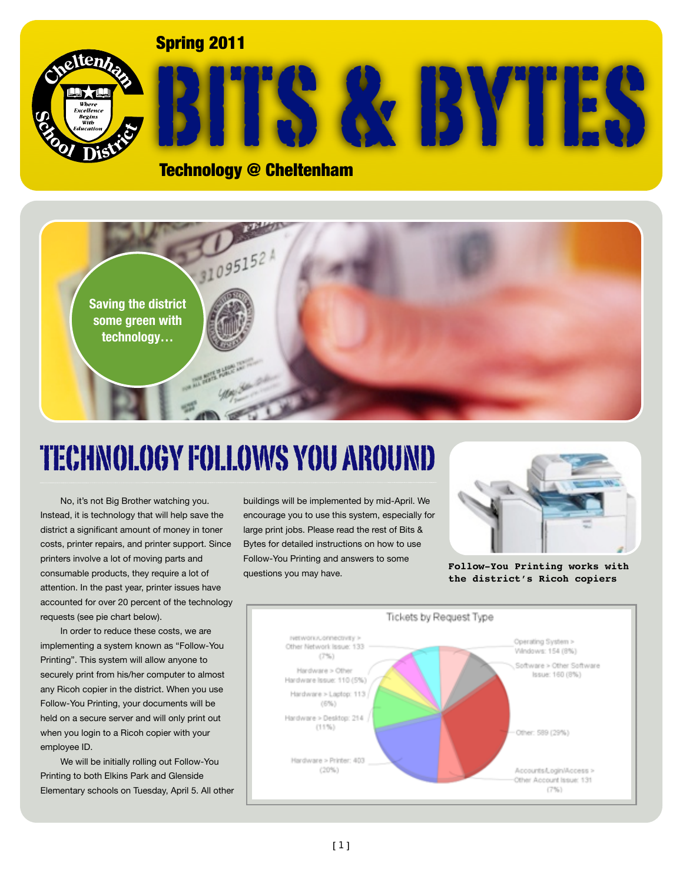Spring 2011

# BITS & BYTES

Technology @ Cheltenham

Saving the district some green with technology…

## TECHNOLOGY FOLLOWS YOU AROUND

No, it's not Big Brother watching you. Instead, it is technology that will help save the district a significant amount of money in toner costs, printer repairs, and printer support. Since printers involve a lot of moving parts and consumable products, they require a lot of attention. In the past year, printer issues have accounted for over 20 percent of the technology requests (see pie chart below).

In order to reduce these costs, we are implementing a system known as "Follow-You Printing". This system will allow anyone to securely print from his/her computer to almost any Ricoh copier in the district. When you use Follow-You Printing, your documents will be held on a secure server and will only print out when you login to a Ricoh copier with your employee ID.

We will be initially rolling out Follow-You Printing to both Elkins Park and Glenside Elementary schools on Tuesday, April 5. All other buildings will be implemented by mid-April. We encourage you to use this system, especially for large print jobs. Please read the rest of Bits & Bytes for detailed instructions on how to use Follow-You Printing and answers to some questions you may have.

**Follow-You Printing works with the district's Ricoh copiers**

Tickets by Request Type

- Network/Connectivity > Other Network Issue: 133 (7%)
- Hardware > Other Hardware Issue: 110 (5%)
- Hardware > Laptop: 113 (6%)
- Hardware > Desktop: 214 (11%)
- Hardware > Printer: 403 (20%)
- Operating System > Windows: 154 (8%)
- Software > Other Software Issue: 160 (8%)
- Other: 589 (29%)
- Accounts/Login/Access > Other Account Issue: 131 (7%)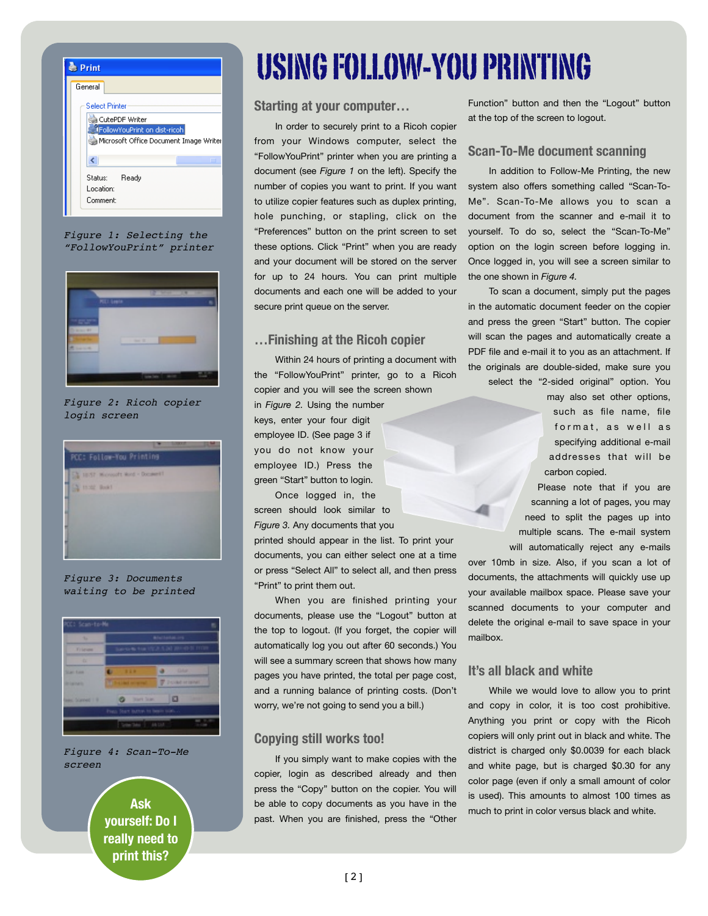# USING FOLLOW-YOU PRINTING

Figure 1: Selecting the "FollowYouPrint" printer

Figure 2: Ricoh copier login screen

Figure 3: Documents waiting to be printed

Figure 4: Scan-To-Me screen

**Ask yourself: Do I really need to print this?**

## Starting at your computer…

In order to securely print to a Ricoh copier from your Windows computer, select the "FollowYouPrint" printer when you are printing a document (see *Figure 1* on the left). Specify the number of copies you want to print. If you want to utilize copier features such as duplex printing, hole punching, or stapling, click on the "Preferences" button on the print screen to set these options. Click "Print" when you are ready and your document will be stored on the server for up to 24 hours. You can print multiple documents and each one will be added to your secure print queue on the server.

## …Finishing at the Ricoh copier

Within 24 hours of printing a document with the "FollowYouPrint" printer, go to a Ricoh copier and you will see the screen shown in *Figure 2*. Using the number keys, enter your four digit employee ID. (See page 3 if you do not know your employee ID.) Press the green "Start" button to login.

Once logged in, the screen should look similar to *Figure 3*. Any documents that you printed should appear in the list. To print your documents, you can either select one at a time or press "Select All" to select all, and then press "Print" to print them out.

When you are finished printing your documents, please use the "Logout" button at the top to logout. (If you forget, the copier will automatically log you out after 60 seconds.) You will see a summary screen that shows how many pages you have printed, the total per page cost, and a running balance of printing costs. (Don't worry, we're not going to send you a bill.)

## Copying still works too!

If you simply want to make copies with the copier, login as described already and then press the "Copy" button on the copier. You will be able to copy documents as you have in the past. When you are finished, press the "Other Function" button and then the "Logout" button at the top of the screen to logout.

## Scan-To-Me document scanning

In addition to Follow-Me Printing, the new system also offers something called "Scan-To-Me". Scan-To-Me allows you to scan a document from the scanner and e-mail it to yourself. To do so, select the "Scan-To-Me" option on the login screen before logging in. Once logged in, you will see a screen similar to the one shown in *Figure 4*.

To scan a document, simply put the pages in the automatic document feeder on the copier and press the green "Start" button. The copier will scan the pages and automatically create a PDF file and e-mail it to you as an attachment. If the originals are double-sided, make sure you select the "2-sided original" option. You may also set other options, such as file name, file format, as well as specifying additional e-mail addresses that will be carbon copied.

Please note that if you are scanning a lot of pages, you may need to split the pages up into multiple scans. The e-mail system will automatically reject any e-mails over 10mb in size. Also, if you scan a lot of documents, the attachments will quickly use up your available mailbox space. Please save your scanned documents to your computer and delete the original e-mail to save space in your mailbox.

## It's all black and white

While we would love to allow you to print and copy in color, it is too cost prohibitive. Anything you print or copy with the Ricoh copiers will only print out in black and white. The district is charged only $0.0039 for each black and white page, but is charged $0.30 for any color page (even if only a small amount of color is used). This amounts to almost 100 times as much to print in color versus black and white.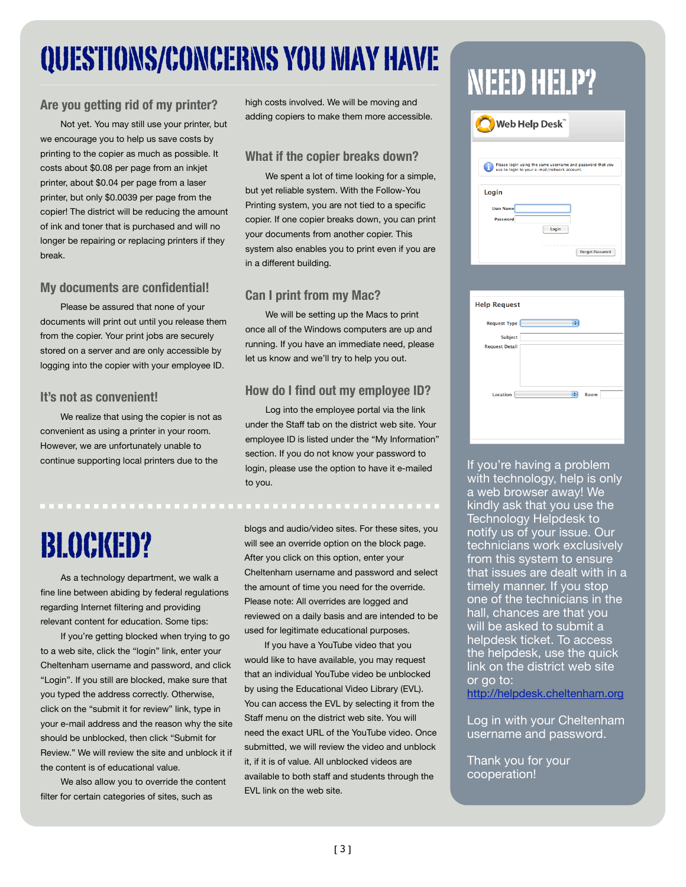# QUESTIONS/CONCERNS YOU MAY HAVE

### Are you getting rid of my printer?

Not yet. You may still use your printer, but we encourage you to help us save costs by printing to the copier as much as possible. It costs about $0.08 per page from an inkjet printer, about $0.04 per page from a laser printer, but only $0.0039 per page from the copier! The district will be reducing the amount of ink and toner that is purchased and will no longer be repairing or replacing printers if they break.

### My documents are confidential!

Please be assured that none of your documents will print out until you release them from the copier. Your print jobs are securely stored on a server and are only accessible by logging into the copier with your employee ID.

### It's not as convenient!

We realize that using the copier is not as convenient as using a printer in your room. However, we are unfortunately unable to continue supporting local printers due to the high costs involved. We will be moving and adding copiers to make them more accessible.

### What if the copier breaks down?

We spent a lot of time looking for a simple, but yet reliable system. With the Follow-You Printing system, you are not tied to a specific copier. If one copier breaks down, you can print your documents from another copier. This system also enables you to print even if you are in a different building.

### Can I print from my Mac?

We will be setting up the Macs to print once all of the Windows computers are up and running. If you have an immediate need, please let us know and we'll try to help you out.

### How do I find out my employee ID?

Log into the employee portal via the link under the Staff tab on the district web site. Your employee ID is listed under the "My Information" section. If you do not know your password to login, please use the option to have it e-mailed to you.

# BLOCKED?

As a technology department, we walk a fine line between abiding by federal regulations regarding Internet filtering and providing relevant content for education. Some tips:

If you're getting blocked when trying to go to a web site, click the "login" link, enter your Cheltenham username and password, and click "Login". If you still are blocked, make sure that you typed the address correctly. Otherwise, click on the "submit it for review" link, type in your e-mail address and the reason why the site should be unblocked, then click "Submit for Review." We will review the site and unblock it if the content is of educational value.

We also allow you to override the content filter for certain categories of sites, such as blogs and audio/video sites. For these sites, you will see an override option on the block page. After you click on this option, enter your Cheltenham username and password and select the amount of time you need for the override. Please note: All overrides are logged and reviewed on a daily basis and are intended to be used for legitimate educational purposes.

If you have a YouTube video that you would like to have available, you may request that an individual YouTube video be unblocked by using the Educational Video Library (EVL). You can access the EVL by selecting it from the Staff menu on the district web site. You will need the exact URL of the YouTube video. Once submitted, we will review the video and unblock it, if it is of value. All unblocked videos are available to both staff and students through the EVL link on the web site.

# NEED HELP?

Web Help Desk™

Please login using the same username and password that you use to login to your e-mail/network account.

**Login**

User Name
Password
Login
Forgot Password

**Help Request**

Request Type
Subject
Request Detail
Location
Room

If you're having a problem with technology, help is only a web browser away! We kindly ask that you use the Technology Helpdesk to notify us of your issue. Our technicians work exclusively from this system to ensure that issues are dealt with in a timely manner. If you stop one of the technicians in the hall, chances are that you will be asked to submit a helpdesk ticket. To access the helpdesk, use the quick link on the district web site or go to: http://helpdesk.cheltenham.org

Log in with your Cheltenham username and password.

Thank you for your cooperation!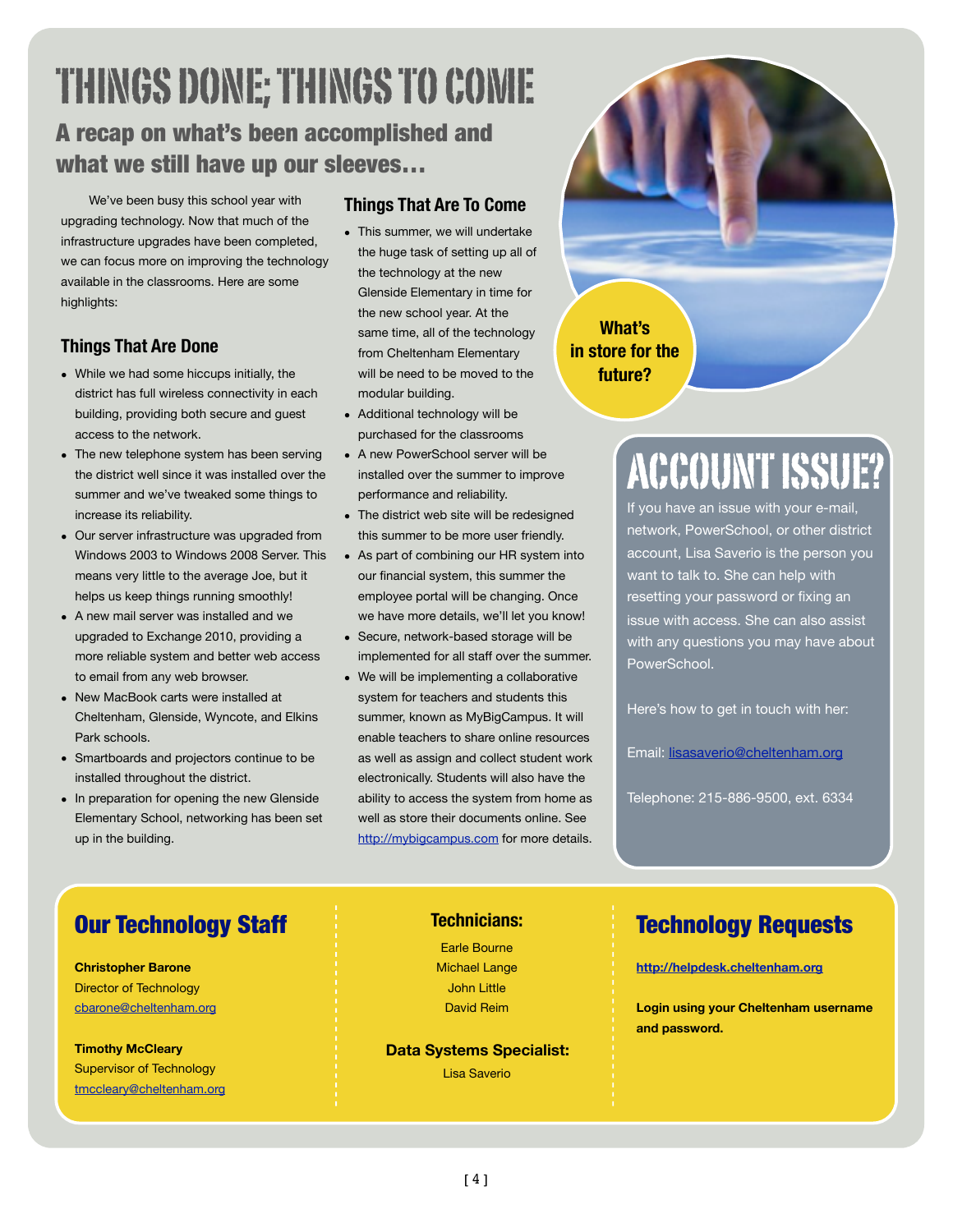# THINGS DONE; THINGS TO COME

## A recap on what's been accomplished and what we still have up our sleeves…

We've been busy this school year with upgrading technology. Now that much of the infrastructure upgrades have been completed, we can focus more on improving the technology available in the classrooms. Here are some highlights:

### Things That Are Done

- While we had some hiccups initially, the district has full wireless connectivity in each building, providing both secure and guest access to the network.
- The new telephone system has been serving the district well since it was installed over the summer and we've tweaked some things to increase its reliability.
- Our server infrastructure was upgraded from Windows 2003 to Windows 2008 Server. This means very little to the average Joe, but it helps us keep things running smoothly!
- A new mail server was installed and we upgraded to Exchange 2010, providing a more reliable system and better web access to email from any web browser.
- New MacBook carts were installed at Cheltenham, Glenside, Wyncote, and Elkins Park schools.
- Smartboards and projectors continue to be installed throughout the district.
- In preparation for opening the new Glenside Elementary School, networking has been set up in the building.

### Things That Are To Come

- This summer, we will undertake the huge task of setting up all of the technology at the new Glenside Elementary in time for the new school year. At the same time, all of the technology from Cheltenham Elementary will be need to be moved to the modular building.
- Additional technology will be purchased for the classrooms
- A new PowerSchool server will be installed over the summer to improve performance and reliability.
- The district web site will be redesigned this summer to be more user friendly.
- As part of combining our HR system into our financial system, this summer the employee portal will be changing. Once we have more details, we'll let you know!
- Secure, network-based storage will be implemented for all staff over the summer.
- We will be implementing a collaborative system for teachers and students this summer, known as MyBigCampus. It will enable teachers to share online resources as well as assign and collect student work electronically. Students will also have the ability to access the system from home as well as store their documents online. See http://mybigcampus.com for more details.

**What's in store for the future?**

# ACCOUNT ISSUE?

If you have an issue with your e-mail, network, PowerSchool, or other district account, Lisa Saverio is the person you want to talk to. She can help with resetting your password or fixing an issue with access. She can also assist with any questions you may have about PowerSchool.

Here's how to get in touch with her:

Email: lisasaverio@cheltenham.org

Telephone: 215-886-9500, ext. 6334

## Our Technology Staff

**Christopher Barone**
Director of Technology
cbarone@cheltenham.org

**Timothy McCleary**
Supervisor of Technology
tmccleary@cheltenham.org

**Technicians:**

Earle Bourne
Michael Lange
John Little
David Reim

**Data Systems Specialist:**

Lisa Saverio

## Technology Requests

**http://helpdesk.cheltenham.org**

**Login using your Cheltenham username and password.**